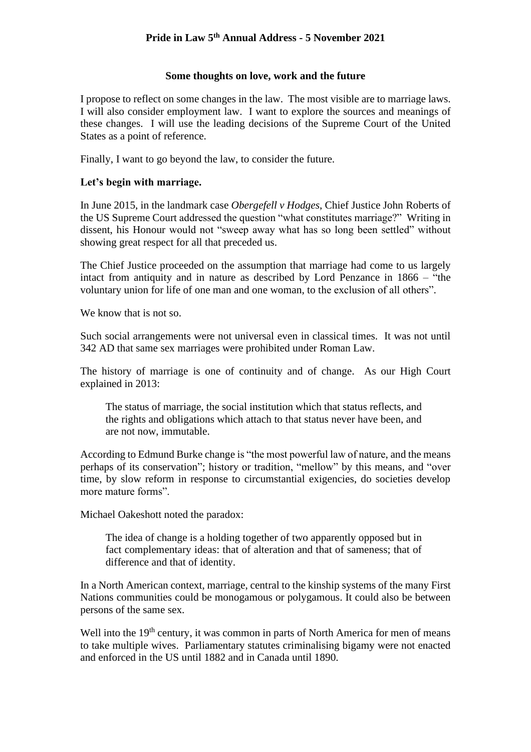# Pride in Law 5th Annual Address - 5 November 2021

## Some thoughts on love, work and the future

I propose to reflect on some changes in the law. The most visible are to marriage laws. I will also consider employment law. I want to explore the sources and meanings of these changes. I will use the leading decisions of the Supreme Court of the United States as a point of reference.

Finally, I want to go beyond the law, to consider the future.

**Let's begin with marriage.**

In June 2015, in the landmark case *Obergefell v Hodges*, Chief Justice John Roberts of the US Supreme Court addressed the question "what constitutes marriage?" Writing in dissent, his Honour would not "sweep away what has so long been settled" without showing great respect for all that preceded us.

The Chief Justice proceeded on the assumption that marriage had come to us largely intact from antiquity and in nature as described by Lord Penzance in 1866 – "the voluntary union for life of one man and one woman, to the exclusion of all others".

We know that is not so.

Such social arrangements were not universal even in classical times. It was not until 342 AD that same sex marriages were prohibited under Roman Law.

The history of marriage is one of continuity and of change. As our High Court explained in 2013:

> The status of marriage, the social institution which that status reflects, and the rights and obligations which attach to that status never have been, and are not now, immutable.

According to Edmund Burke change is "the most powerful law of nature, and the means perhaps of its conservation"; history or tradition, "mellow" by this means, and "over time, by slow reform in response to circumstantial exigencies, do societies develop more mature forms".

Michael Oakeshott noted the paradox:

> The idea of change is a holding together of two apparently opposed but in fact complementary ideas: that of alteration and that of sameness; that of difference and that of identity.

In a North American context, marriage, central to the kinship systems of the many First Nations communities could be monogamous or polygamous. It could also be between persons of the same sex.

Well into the 19th century, it was common in parts of North America for men of means to take multiple wives. Parliamentary statutes criminalising bigamy were not enacted and enforced in the US until 1882 and in Canada until 1890.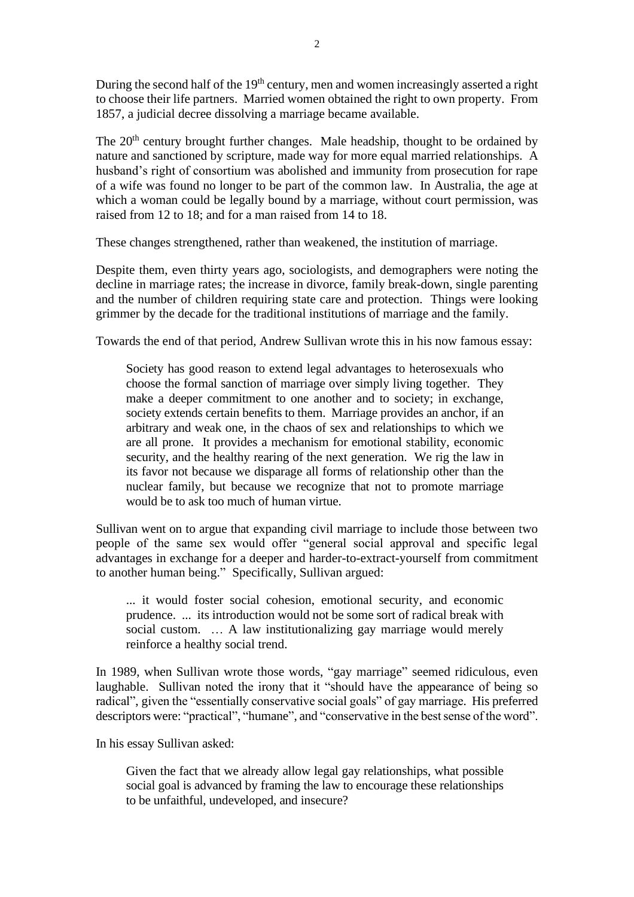During the second half of the 19th century, men and women increasingly asserted a right to choose their life partners. Married women obtained the right to own property. From 1857, a judicial decree dissolving a marriage became available.

The 20th century brought further changes. Male headship, thought to be ordained by nature and sanctioned by scripture, made way for more equal married relationships. A husband's right of consortium was abolished and immunity from prosecution for rape of a wife was found no longer to be part of the common law. In Australia, the age at which a woman could be legally bound by a marriage, without court permission, was raised from 12 to 18; and for a man raised from 14 to 18.

These changes strengthened, rather than weakened, the institution of marriage.

Despite them, even thirty years ago, sociologists, and demographers were noting the decline in marriage rates; the increase in divorce, family break-down, single parenting and the number of children requiring state care and protection. Things were looking grimmer by the decade for the traditional institutions of marriage and the family.

Towards the end of that period, Andrew Sullivan wrote this in his now famous essay:

> Society has good reason to extend legal advantages to heterosexuals who choose the formal sanction of marriage over simply living together. They make a deeper commitment to one another and to society; in exchange, society extends certain benefits to them. Marriage provides an anchor, if an arbitrary and weak one, in the chaos of sex and relationships to which we are all prone. It provides a mechanism for emotional stability, economic security, and the healthy rearing of the next generation. We rig the law in its favor not because we disparage all forms of relationship other than the nuclear family, but because we recognize that not to promote marriage would be to ask too much of human virtue.

Sullivan went on to argue that expanding civil marriage to include those between two people of the same sex would offer "general social approval and specific legal advantages in exchange for a deeper and harder-to-extract-yourself from commitment to another human being." Specifically, Sullivan argued:

> ... it would foster social cohesion, emotional security, and economic prudence. ... its introduction would not be some sort of radical break with social custom. … A law institutionalizing gay marriage would merely reinforce a healthy social trend.

In 1989, when Sullivan wrote those words, "gay marriage" seemed ridiculous, even laughable. Sullivan noted the irony that it "should have the appearance of being so radical", given the "essentially conservative social goals" of gay marriage. His preferred descriptors were: "practical", "humane", and "conservative in the best sense of the word".

In his essay Sullivan asked:

> Given the fact that we already allow legal gay relationships, what possible social goal is advanced by framing the law to encourage these relationships to be unfaithful, undeveloped, and insecure?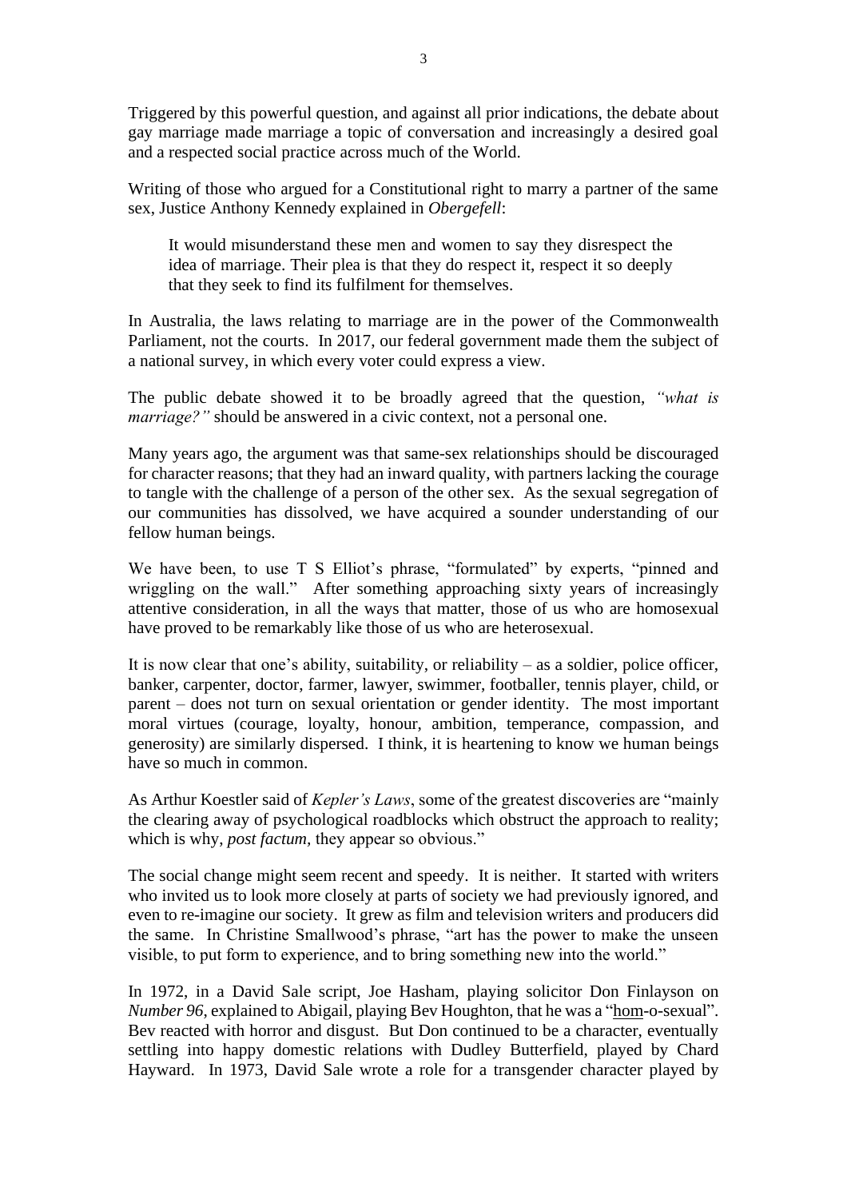Triggered by this powerful question, and against all prior indications, the debate about gay marriage made marriage a topic of conversation and increasingly a desired goal and a respected social practice across much of the World.

Writing of those who argued for a Constitutional right to marry a partner of the same sex, Justice Anthony Kennedy explained in *Obergefell*:

> It would misunderstand these men and women to say they disrespect the idea of marriage. Their plea is that they do respect it, respect it so deeply that they seek to find its fulfilment for themselves.

In Australia, the laws relating to marriage are in the power of the Commonwealth Parliament, not the courts. In 2017, our federal government made them the subject of a national survey, in which every voter could express a view.

The public debate showed it to be broadly agreed that the question, *"what is marriage?"* should be answered in a civic context, not a personal one.

Many years ago, the argument was that same-sex relationships should be discouraged for character reasons; that they had an inward quality, with partners lacking the courage to tangle with the challenge of a person of the other sex. As the sexual segregation of our communities has dissolved, we have acquired a sounder understanding of our fellow human beings.

We have been, to use T S Elliot's phrase, "formulated" by experts, "pinned and wriggling on the wall." After something approaching sixty years of increasingly attentive consideration, in all the ways that matter, those of us who are homosexual have proved to be remarkably like those of us who are heterosexual.

It is now clear that one's ability, suitability, or reliability – as a soldier, police officer, banker, carpenter, doctor, farmer, lawyer, swimmer, footballer, tennis player, child, or parent – does not turn on sexual orientation or gender identity. The most important moral virtues (courage, loyalty, honour, ambition, temperance, compassion, and generosity) are similarly dispersed. I think, it is heartening to know we human beings have so much in common.

As Arthur Koestler said of *Kepler's Laws*, some of the greatest discoveries are "mainly the clearing away of psychological roadblocks which obstruct the approach to reality; which is why, *post factum*, they appear so obvious."

The social change might seem recent and speedy. It is neither. It started with writers who invited us to look more closely at parts of society we had previously ignored, and even to re-imagine our society. It grew as film and television writers and producers did the same. In Christine Smallwood's phrase, "art has the power to make the unseen visible, to put form to experience, and to bring something new into the world."

In 1972, in a David Sale script, Joe Hasham, playing solicitor Don Finlayson on *Number 96*, explained to Abigail, playing Bev Houghton, that he was a "hom-o-sexual". Bev reacted with horror and disgust. But Don continued to be a character, eventually settling into happy domestic relations with Dudley Butterfield, played by Chard Hayward. In 1973, David Sale wrote a role for a transgender character played by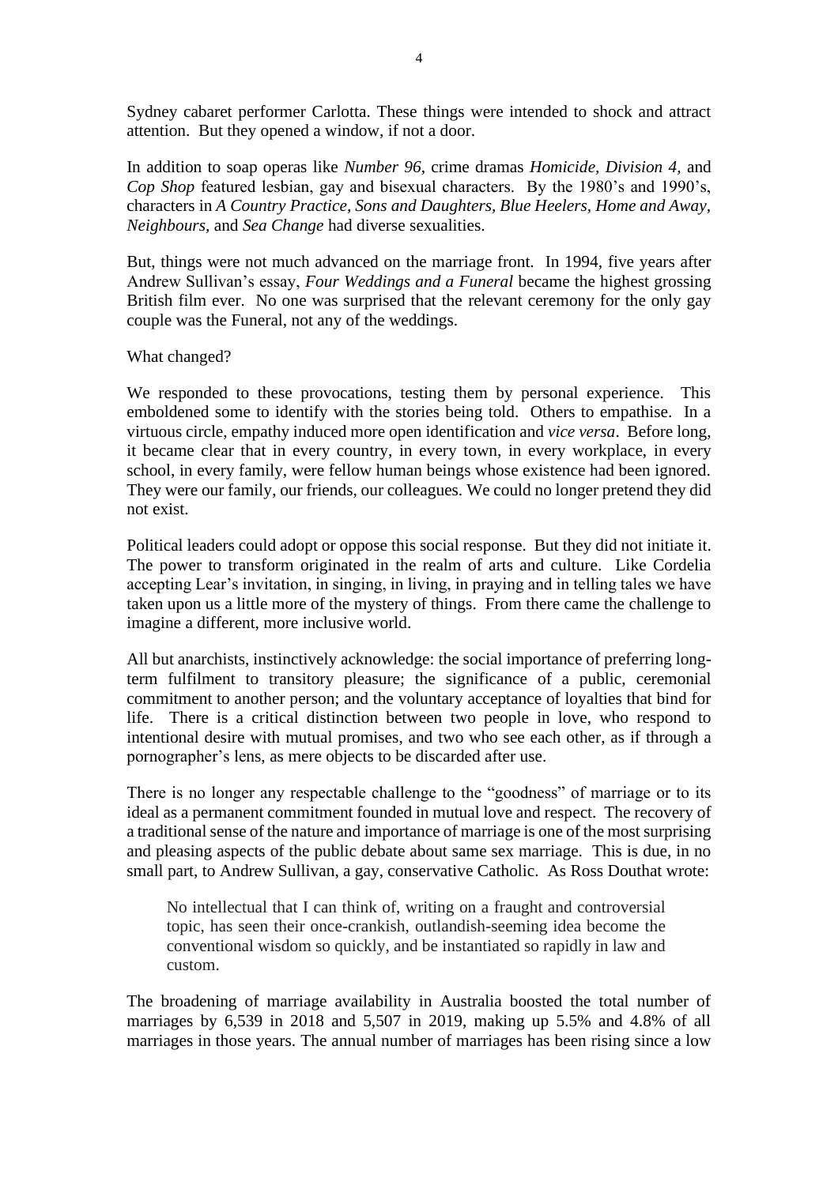Sydney cabaret performer Carlotta. These things were intended to shock and attract attention. But they opened a window, if not a door.

In addition to soap operas like *Number 96*, crime dramas *Homicide, Division 4,* and *Cop Shop* featured lesbian, gay and bisexual characters. By the 1980's and 1990's, characters in *A Country Practice, Sons and Daughters, Blue Heelers, Home and Away, Neighbours,* and *Sea Change* had diverse sexualities.

But, things were not much advanced on the marriage front. In 1994, five years after Andrew Sullivan's essay, *Four Weddings and a Funeral* became the highest grossing British film ever. No one was surprised that the relevant ceremony for the only gay couple was the Funeral, not any of the weddings.

What changed?

We responded to these provocations, testing them by personal experience. This emboldened some to identify with the stories being told. Others to empathise. In a virtuous circle, empathy induced more open identification and *vice versa*. Before long, it became clear that in every country, in every town, in every workplace, in every school, in every family, were fellow human beings whose existence had been ignored. They were our family, our friends, our colleagues. We could no longer pretend they did not exist.

Political leaders could adopt or oppose this social response. But they did not initiate it. The power to transform originated in the realm of arts and culture. Like Cordelia accepting Lear's invitation, in singing, in living, in praying and in telling tales we have taken upon us a little more of the mystery of things. From there came the challenge to imagine a different, more inclusive world.

All but anarchists, instinctively acknowledge: the social importance of preferring long-term fulfilment to transitory pleasure; the significance of a public, ceremonial commitment to another person; and the voluntary acceptance of loyalties that bind for life. There is a critical distinction between two people in love, who respond to intentional desire with mutual promises, and two who see each other, as if through a pornographer's lens, as mere objects to be discarded after use.

There is no longer any respectable challenge to the "goodness" of marriage or to its ideal as a permanent commitment founded in mutual love and respect. The recovery of a traditional sense of the nature and importance of marriage is one of the most surprising and pleasing aspects of the public debate about same sex marriage. This is due, in no small part, to Andrew Sullivan, a gay, conservative Catholic. As Ross Douthat wrote:

> No intellectual that I can think of, writing on a fraught and controversial topic, has seen their once-crankish, outlandish-seeming idea become the conventional wisdom so quickly, and be instantiated so rapidly in law and custom.

The broadening of marriage availability in Australia boosted the total number of marriages by 6,539 in 2018 and 5,507 in 2019, making up 5.5% and 4.8% of all marriages in those years. The annual number of marriages has been rising since a low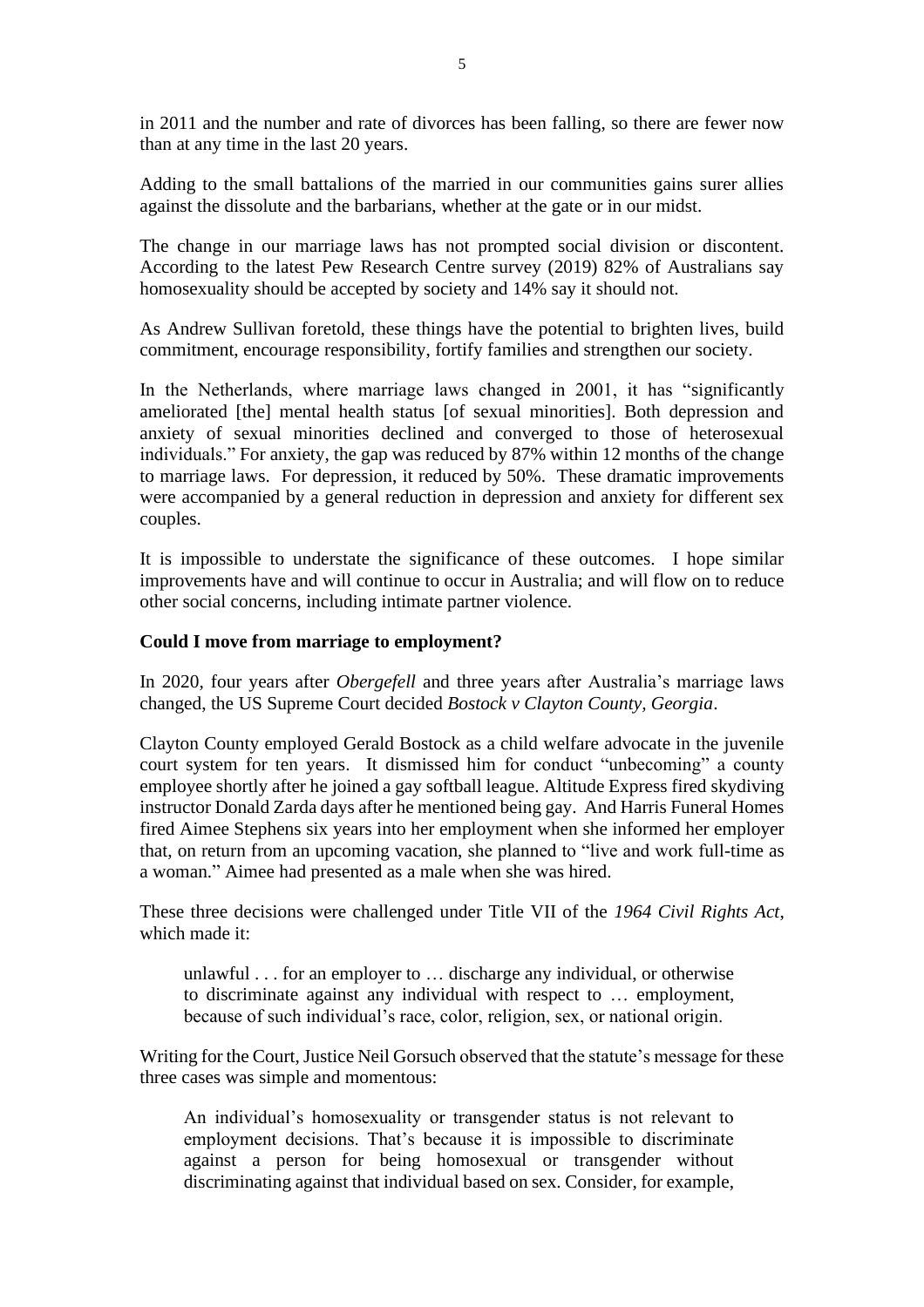in 2011 and the number and rate of divorces has been falling, so there are fewer now than at any time in the last 20 years.

Adding to the small battalions of the married in our communities gains surer allies against the dissolute and the barbarians, whether at the gate or in our midst.

The change in our marriage laws has not prompted social division or discontent. According to the latest Pew Research Centre survey (2019) 82% of Australians say homosexuality should be accepted by society and 14% say it should not.

As Andrew Sullivan foretold, these things have the potential to brighten lives, build commitment, encourage responsibility, fortify families and strengthen our society.

In the Netherlands, where marriage laws changed in 2001, it has "significantly ameliorated [the] mental health status [of sexual minorities]. Both depression and anxiety of sexual minorities declined and converged to those of heterosexual individuals." For anxiety, the gap was reduced by 87% within 12 months of the change to marriage laws. For depression, it reduced by 50%. These dramatic improvements were accompanied by a general reduction in depression and anxiety for different sex couples.

It is impossible to understate the significance of these outcomes. I hope similar improvements have and will continue to occur in Australia; and will flow on to reduce other social concerns, including intimate partner violence.

**Could I move from marriage to employment?**

In 2020, four years after *Obergefell* and three years after Australia's marriage laws changed, the US Supreme Court decided *Bostock v Clayton County, Georgia*.

Clayton County employed Gerald Bostock as a child welfare advocate in the juvenile court system for ten years. It dismissed him for conduct "unbecoming" a county employee shortly after he joined a gay softball league. Altitude Express fired skydiving instructor Donald Zarda days after he mentioned being gay. And Harris Funeral Homes fired Aimee Stephens six years into her employment when she informed her employer that, on return from an upcoming vacation, she planned to "live and work full-time as a woman." Aimee had presented as a male when she was hired.

These three decisions were challenged under Title VII of the *1964 Civil Rights Act*, which made it:

> unlawful . . . for an employer to … discharge any individual, or otherwise to discriminate against any individual with respect to … employment, because of such individual's race, color, religion, sex, or national origin.

Writing for the Court, Justice Neil Gorsuch observed that the statute's message for these three cases was simple and momentous:

> An individual's homosexuality or transgender status is not relevant to employment decisions. That's because it is impossible to discriminate against a person for being homosexual or transgender without discriminating against that individual based on sex. Consider, for example,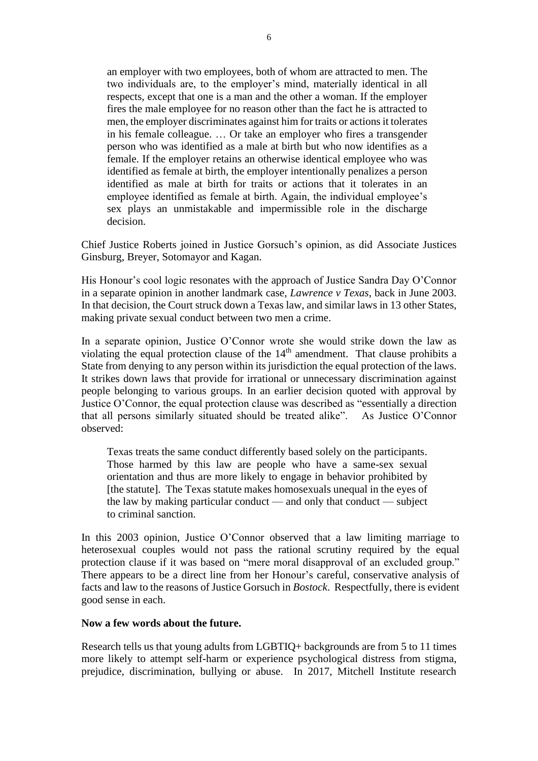> an employer with two employees, both of whom are attracted to men. The two individuals are, to the employer's mind, materially identical in all respects, except that one is a man and the other a woman. If the employer fires the male employee for no reason other than the fact he is attracted to men, the employer discriminates against him for traits or actions it tolerates in his female colleague. … Or take an employer who fires a transgender person who was identified as a male at birth but who now identifies as a female. If the employer retains an otherwise identical employee who was identified as female at birth, the employer intentionally penalizes a person identified as male at birth for traits or actions that it tolerates in an employee identified as female at birth. Again, the individual employee's sex plays an unmistakable and impermissible role in the discharge decision.

Chief Justice Roberts joined in Justice Gorsuch's opinion, as did Associate Justices Ginsburg, Breyer, Sotomayor and Kagan.

His Honour's cool logic resonates with the approach of Justice Sandra Day O'Connor in a separate opinion in another landmark case, *Lawrence v Texas*, back in June 2003. In that decision, the Court struck down a Texas law, and similar laws in 13 other States, making private sexual conduct between two men a crime.

In a separate opinion, Justice O'Connor wrote she would strike down the law as violating the equal protection clause of the 14th amendment. That clause prohibits a State from denying to any person within its jurisdiction the equal protection of the laws. It strikes down laws that provide for irrational or unnecessary discrimination against people belonging to various groups. In an earlier decision quoted with approval by Justice O'Connor, the equal protection clause was described as "essentially a direction that all persons similarly situated should be treated alike". As Justice O'Connor observed:

> Texas treats the same conduct differently based solely on the participants. Those harmed by this law are people who have a same-sex sexual orientation and thus are more likely to engage in behavior prohibited by [the statute]. The Texas statute makes homosexuals unequal in the eyes of the law by making particular conduct — and only that conduct — subject to criminal sanction.

In this 2003 opinion, Justice O'Connor observed that a law limiting marriage to heterosexual couples would not pass the rational scrutiny required by the equal protection clause if it was based on "mere moral disapproval of an excluded group." There appears to be a direct line from her Honour's careful, conservative analysis of facts and law to the reasons of Justice Gorsuch in *Bostock*. Respectfully, there is evident good sense in each.

**Now a few words about the future.**

Research tells us that young adults from LGBTIQ+ backgrounds are from 5 to 11 times more likely to attempt self-harm or experience psychological distress from stigma, prejudice, discrimination, bullying or abuse. In 2017, Mitchell Institute research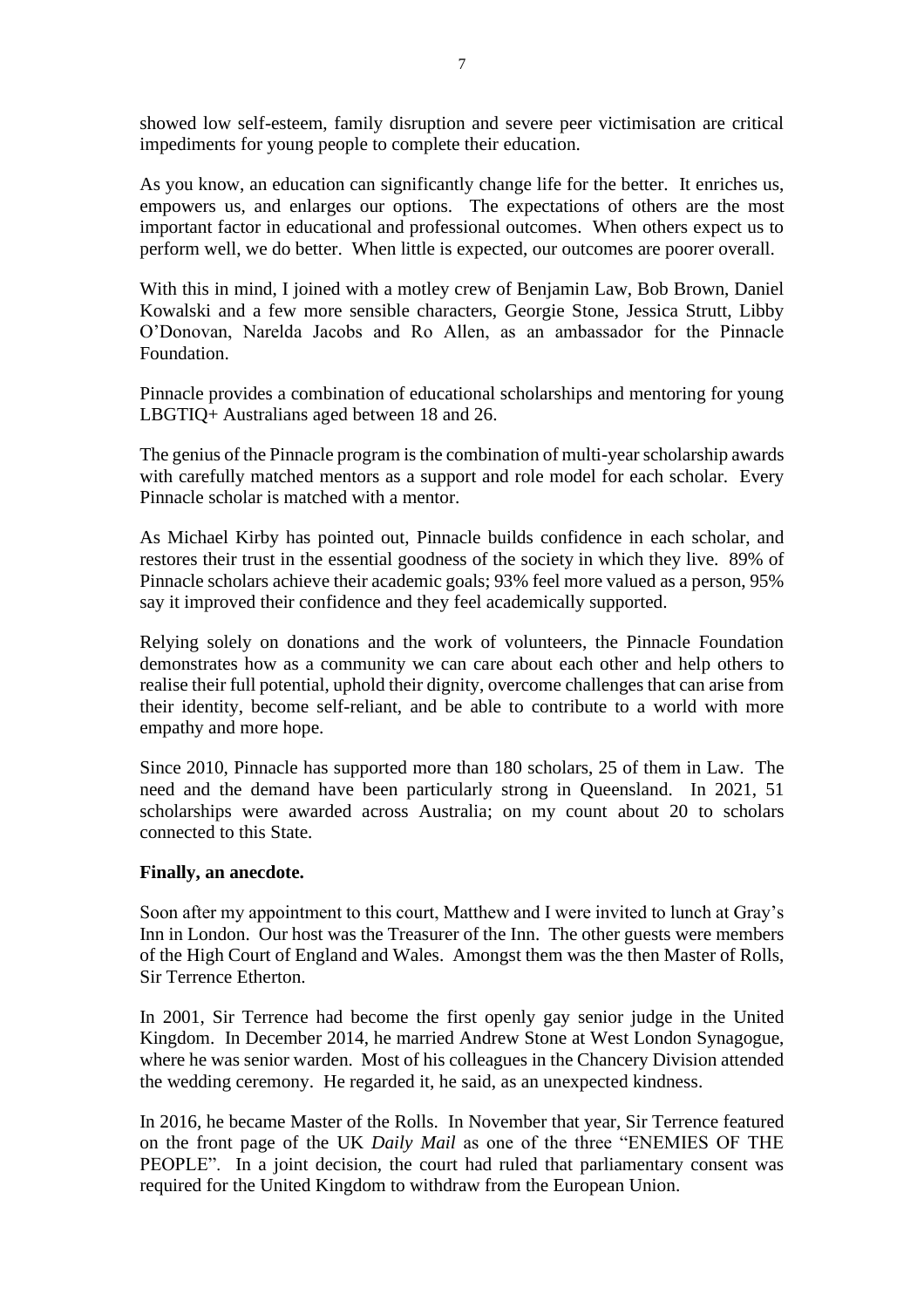showed low self-esteem, family disruption and severe peer victimisation are critical impediments for young people to complete their education.

As you know, an education can significantly change life for the better. It enriches us, empowers us, and enlarges our options. The expectations of others are the most important factor in educational and professional outcomes. When others expect us to perform well, we do better. When little is expected, our outcomes are poorer overall.

With this in mind, I joined with a motley crew of Benjamin Law, Bob Brown, Daniel Kowalski and a few more sensible characters, Georgie Stone, Jessica Strutt, Libby O'Donovan, Narelda Jacobs and Ro Allen, as an ambassador for the Pinnacle Foundation.

Pinnacle provides a combination of educational scholarships and mentoring for young LBGTIQ+ Australians aged between 18 and 26.

The genius of the Pinnacle program is the combination of multi-year scholarship awards with carefully matched mentors as a support and role model for each scholar. Every Pinnacle scholar is matched with a mentor.

As Michael Kirby has pointed out, Pinnacle builds confidence in each scholar, and restores their trust in the essential goodness of the society in which they live. 89% of Pinnacle scholars achieve their academic goals; 93% feel more valued as a person, 95% say it improved their confidence and they feel academically supported.

Relying solely on donations and the work of volunteers, the Pinnacle Foundation demonstrates how as a community we can care about each other and help others to realise their full potential, uphold their dignity, overcome challenges that can arise from their identity, become self-reliant, and be able to contribute to a world with more empathy and more hope.

Since 2010, Pinnacle has supported more than 180 scholars, 25 of them in Law. The need and the demand have been particularly strong in Queensland. In 2021, 51 scholarships were awarded across Australia; on my count about 20 to scholars connected to this State.

**Finally, an anecdote.**

Soon after my appointment to this court, Matthew and I were invited to lunch at Gray's Inn in London. Our host was the Treasurer of the Inn. The other guests were members of the High Court of England and Wales. Amongst them was the then Master of Rolls, Sir Terrence Etherton.

In 2001, Sir Terrence had become the first openly gay senior judge in the United Kingdom. In December 2014, he married Andrew Stone at West London Synagogue, where he was senior warden. Most of his colleagues in the Chancery Division attended the wedding ceremony. He regarded it, he said, as an unexpected kindness.

In 2016, he became Master of the Rolls. In November that year, Sir Terrence featured on the front page of the UK *Daily Mail* as one of the three "ENEMIES OF THE PEOPLE". In a joint decision, the court had ruled that parliamentary consent was required for the United Kingdom to withdraw from the European Union.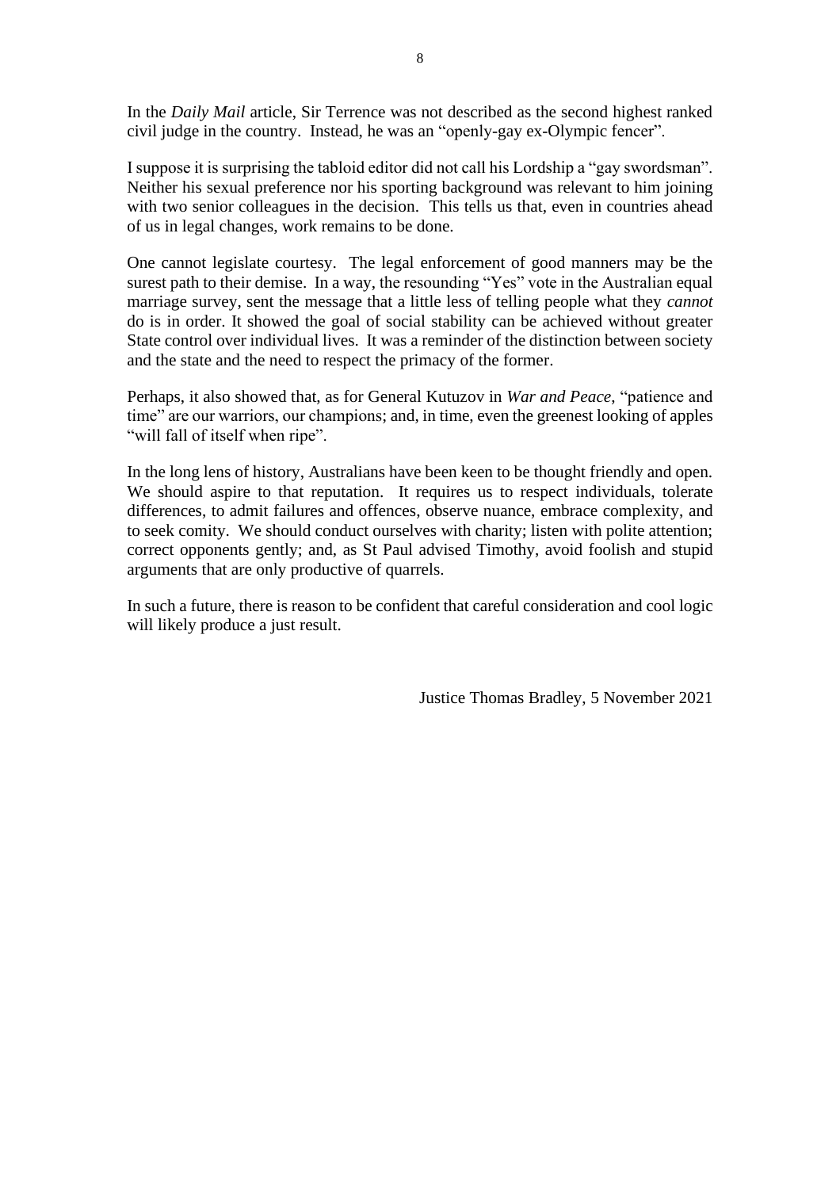In the *Daily Mail* article, Sir Terrence was not described as the second highest ranked civil judge in the country. Instead, he was an "openly-gay ex-Olympic fencer".

I suppose it is surprising the tabloid editor did not call his Lordship a "gay swordsman". Neither his sexual preference nor his sporting background was relevant to him joining with two senior colleagues in the decision. This tells us that, even in countries ahead of us in legal changes, work remains to be done.

One cannot legislate courtesy. The legal enforcement of good manners may be the surest path to their demise. In a way, the resounding "Yes" vote in the Australian equal marriage survey, sent the message that a little less of telling people what they *cannot* do is in order. It showed the goal of social stability can be achieved without greater State control over individual lives. It was a reminder of the distinction between society and the state and the need to respect the primacy of the former.

Perhaps, it also showed that, as for General Kutuzov in *War and Peace*, "patience and time" are our warriors, our champions; and, in time, even the greenest looking of apples "will fall of itself when ripe".

In the long lens of history, Australians have been keen to be thought friendly and open. We should aspire to that reputation. It requires us to respect individuals, tolerate differences, to admit failures and offences, observe nuance, embrace complexity, and to seek comity. We should conduct ourselves with charity; listen with polite attention; correct opponents gently; and, as St Paul advised Timothy, avoid foolish and stupid arguments that are only productive of quarrels.

In such a future, there is reason to be confident that careful consideration and cool logic will likely produce a just result.

Justice Thomas Bradley, 5 November 2021